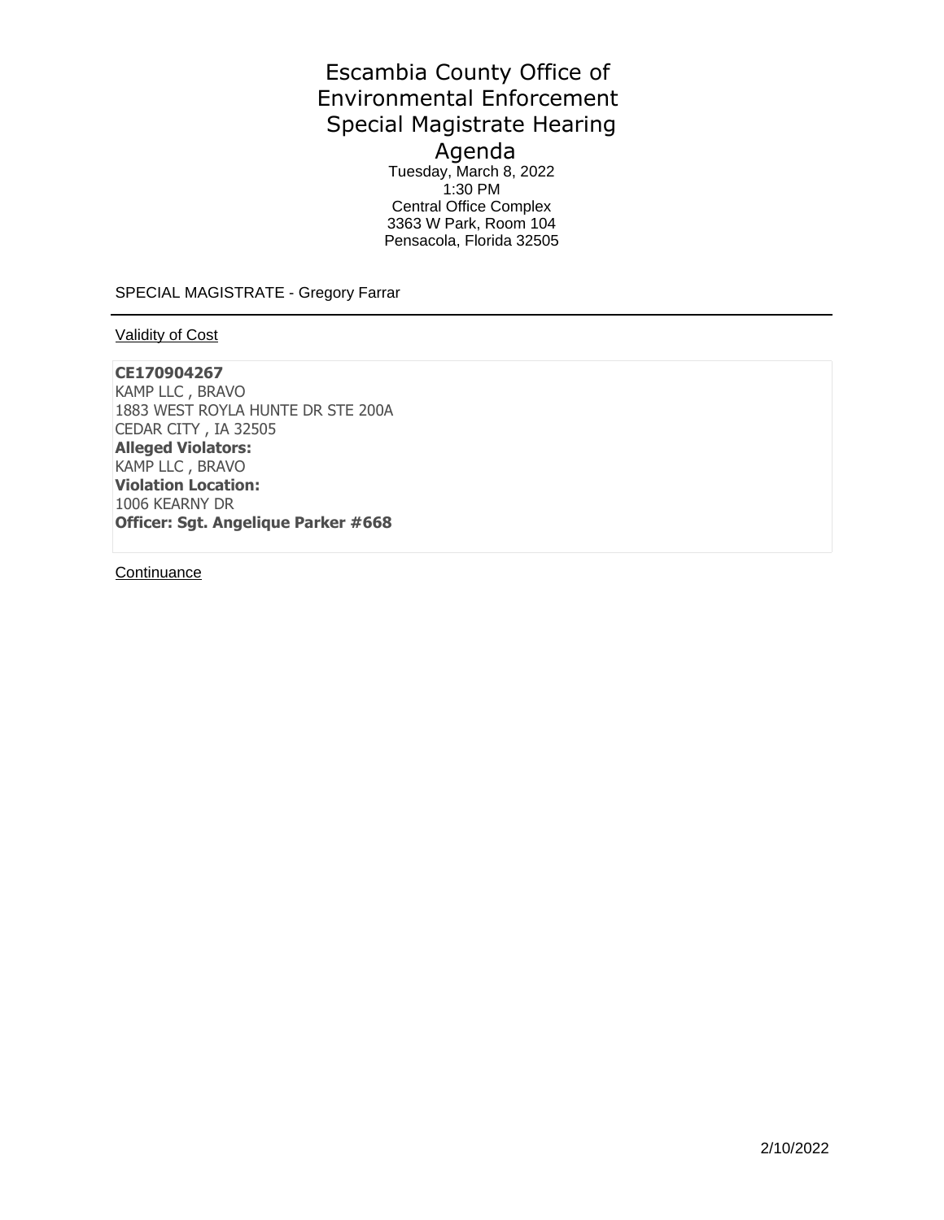# Escambia County Office of Environmental Enforcement Special Magistrate Hearing Agenda

Tuesday, March 8, 2022
1:30 PM
Central Office Complex
3363 W Park, Room 104
Pensacola, Florida 32505

SPECIAL MAGISTRATE - Gregory Farrar

---

Validity of Cost

**CE170904267**
KAMP LLC , BRAVO
1883 WEST ROYLA HUNTE DR STE 200A
CEDAR CITY , IA 32505
**Alleged Violators:**
KAMP LLC , BRAVO
**Violation Location:**
1006 KEARNY DR
**Officer: Sgt. Angelique Parker #668**

Continuance

2/10/2022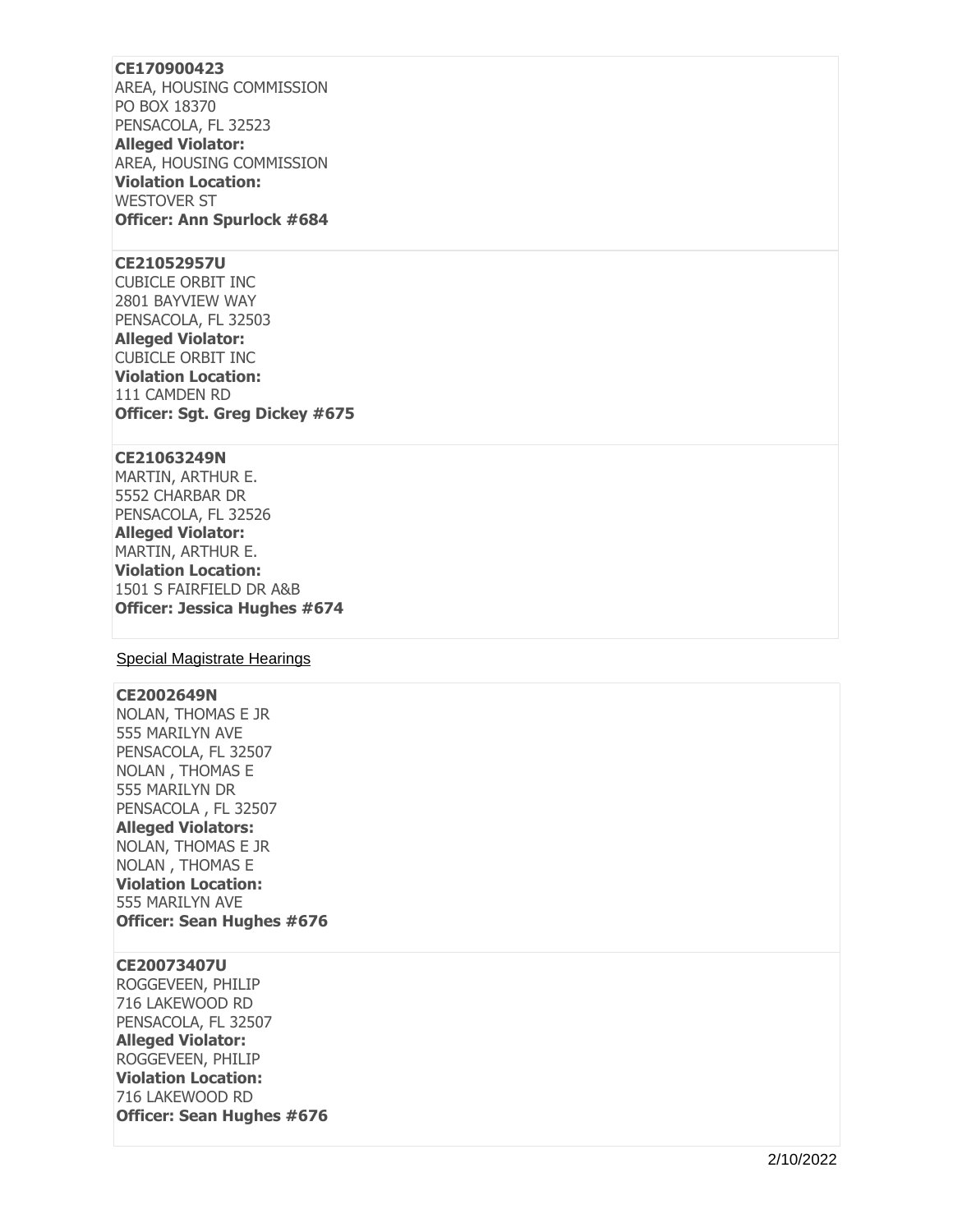**CE170900423**
AREA, HOUSING COMMISSION
PO BOX 18370
PENSACOLA, FL 32523
**Alleged Violator:**
AREA, HOUSING COMMISSION
**Violation Location:**
WESTOVER ST
**Officer: Ann Spurlock #684**

**CE21052957U**
CUBICLE ORBIT INC
2801 BAYVIEW WAY
PENSACOLA, FL 32503
**Alleged Violator:**
CUBICLE ORBIT INC
**Violation Location:**
111 CAMDEN RD
**Officer: Sgt. Greg Dickey #675**

**CE21063249N**
MARTIN, ARTHUR E.
5552 CHARBAR DR
PENSACOLA, FL 32526
**Alleged Violator:**
MARTIN, ARTHUR E.
**Violation Location:**
1501 S FAIRFIELD DR A&B
**Officer: Jessica Hughes #674**

Special Magistrate Hearings

**CE2002649N**
NOLAN, THOMAS E JR
555 MARILYN AVE
PENSACOLA, FL 32507
NOLAN , THOMAS E
555 MARILYN DR
PENSACOLA , FL 32507
**Alleged Violators:**
NOLAN, THOMAS E JR
NOLAN , THOMAS E
**Violation Location:**
555 MARILYN AVE
**Officer: Sean Hughes #676**

**CE20073407U**
ROGGEVEEN, PHILIP
716 LAKEWOOD RD
PENSACOLA, FL 32507
**Alleged Violator:**
ROGGEVEEN, PHILIP
**Violation Location:**
716 LAKEWOOD RD
**Officer: Sean Hughes #676**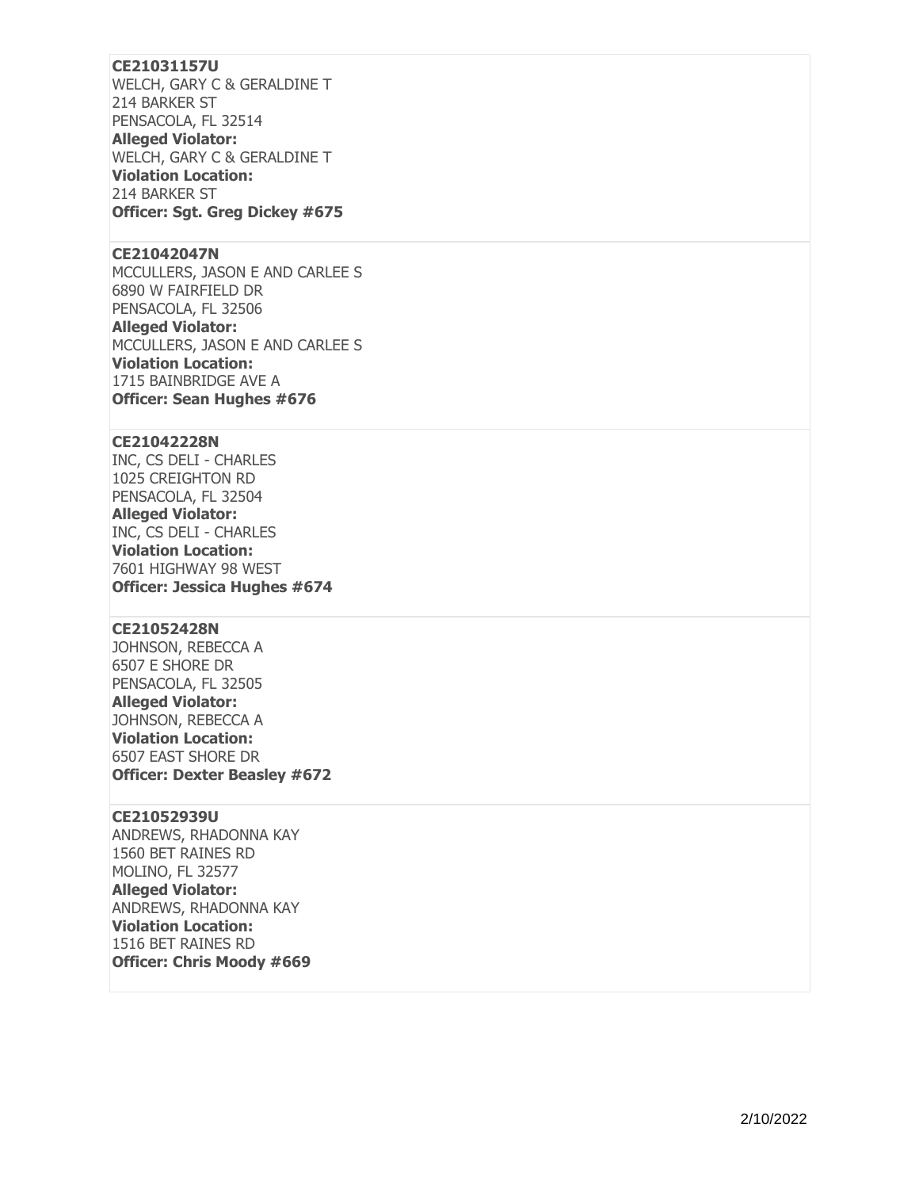**CE21031157U**
WELCH, GARY C & GERALDINE T
214 BARKER ST
PENSACOLA, FL 32514
**Alleged Violator:**
WELCH, GARY C & GERALDINE T
**Violation Location:**
214 BARKER ST
**Officer: Sgt. Greg Dickey #675**

---

**CE21042047N**
MCCULLERS, JASON E AND CARLEE S
6890 W FAIRFIELD DR
PENSACOLA, FL 32506
**Alleged Violator:**
MCCULLERS, JASON E AND CARLEE S
**Violation Location:**
1715 BAINBRIDGE AVE A
**Officer: Sean Hughes #676**

---

**CE21042228N**
INC, CS DELI - CHARLES
1025 CREIGHTON RD
PENSACOLA, FL 32504
**Alleged Violator:**
INC, CS DELI - CHARLES
**Violation Location:**
7601 HIGHWAY 98 WEST
**Officer: Jessica Hughes #674**

---

**CE21052428N**
JOHNSON, REBECCA A
6507 E SHORE DR
PENSACOLA, FL 32505
**Alleged Violator:**
JOHNSON, REBECCA A
**Violation Location:**
6507 EAST SHORE DR
**Officer: Dexter Beasley #672**

---

**CE21052939U**
ANDREWS, RHADONNA KAY
1560 BET RAINES RD
MOLINO, FL 32577
**Alleged Violator:**
ANDREWS, RHADONNA KAY
**Violation Location:**
1516 BET RAINES RD
**Officer: Chris Moody #669**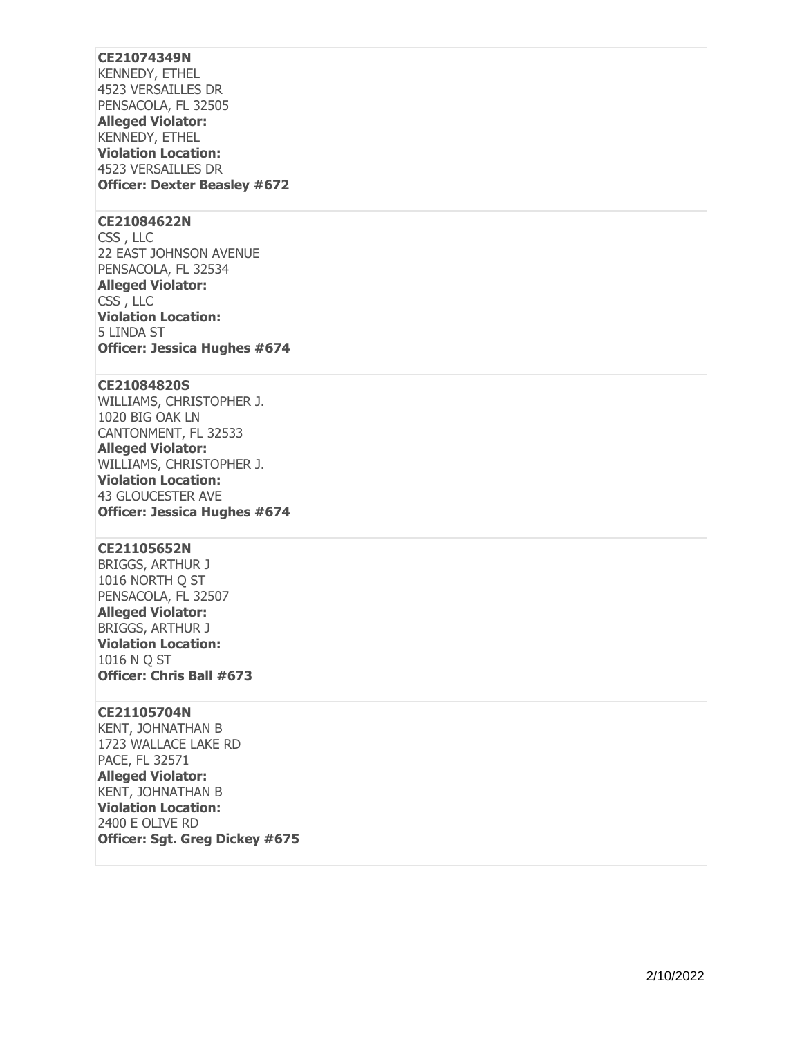**CE21074349N**
KENNEDY, ETHEL
4523 VERSAILLES DR
PENSACOLA, FL 32505
**Alleged Violator:**
KENNEDY, ETHEL
**Violation Location:**
4523 VERSAILLES DR
**Officer: Dexter Beasley #672**

**CE21084622N**
CSS , LLC
22 EAST JOHNSON AVENUE
PENSACOLA, FL 32534
**Alleged Violator:**
CSS , LLC
**Violation Location:**
5 LINDA ST
**Officer: Jessica Hughes #674**

**CE21084820S**
WILLIAMS, CHRISTOPHER J.
1020 BIG OAK LN
CANTONMENT, FL 32533
**Alleged Violator:**
WILLIAMS, CHRISTOPHER J.
**Violation Location:**
43 GLOUCESTER AVE
**Officer: Jessica Hughes #674**

**CE21105652N**
BRIGGS, ARTHUR J
1016 NORTH Q ST
PENSACOLA, FL 32507
**Alleged Violator:**
BRIGGS, ARTHUR J
**Violation Location:**
1016 N Q ST
**Officer: Chris Ball #673**

**CE21105704N**
KENT, JOHNATHAN B
1723 WALLACE LAKE RD
PACE, FL 32571
**Alleged Violator:**
KENT, JOHNATHAN B
**Violation Location:**
2400 E OLIVE RD
**Officer: Sgt. Greg Dickey #675**

2/10/2022